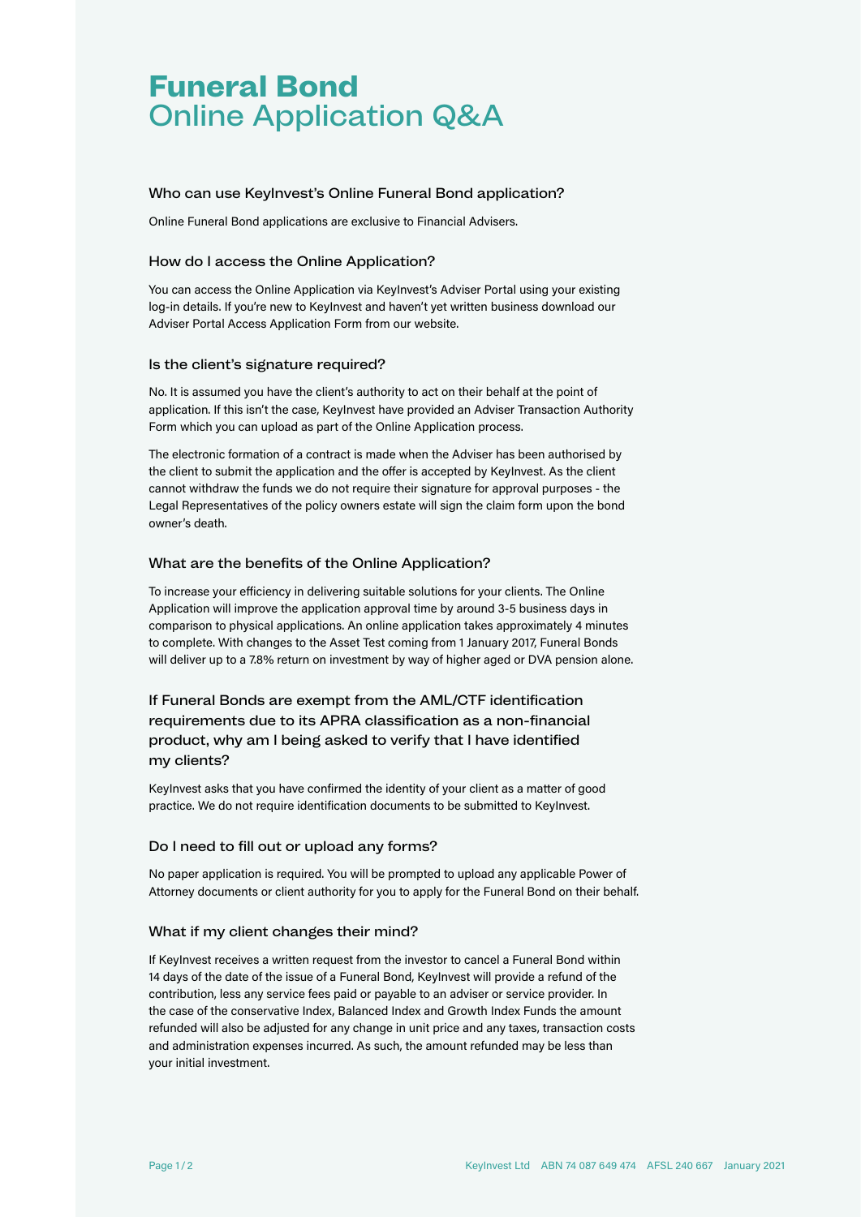# Funeral Bond
## Online Application Q&A

### Who can use KeyInvest's Online Funeral Bond application?

Online Funeral Bond applications are exclusive to Financial Advisers.

### How do I access the Online Application?

You can access the Online Application via KeyInvest's Adviser Portal using your existing log-in details. If you're new to KeyInvest and haven't yet written business download our Adviser Portal Access Application Form from our website.

### Is the client's signature required?

No. It is assumed you have the client's authority to act on their behalf at the point of application. If this isn't the case, KeyInvest have provided an Adviser Transaction Authority Form which you can upload as part of the Online Application process.

The electronic formation of a contract is made when the Adviser has been authorised by the client to submit the application and the offer is accepted by KeyInvest. As the client cannot withdraw the funds we do not require their signature for approval purposes - the Legal Representatives of the policy owners estate will sign the claim form upon the bond owner's death.

### What are the benefits of the Online Application?

To increase your efficiency in delivering suitable solutions for your clients. The Online Application will improve the application approval time by around 3-5 business days in comparison to physical applications. An online application takes approximately 4 minutes to complete. With changes to the Asset Test coming from 1 January 2017, Funeral Bonds will deliver up to a 7.8% return on investment by way of higher aged or DVA pension alone.

### If Funeral Bonds are exempt from the AML/CTF identification requirements due to its APRA classification as a non-financial product, why am I being asked to verify that I have identified my clients?

KeyInvest asks that you have confirmed the identity of your client as a matter of good practice. We do not require identification documents to be submitted to KeyInvest.

### Do I need to fill out or upload any forms?

No paper application is required. You will be prompted to upload any applicable Power of Attorney documents or client authority for you to apply for the Funeral Bond on their behalf.

### What if my client changes their mind?

If KeyInvest receives a written request from the investor to cancel a Funeral Bond within 14 days of the date of the issue of a Funeral Bond, KeyInvest will provide a refund of the contribution, less any service fees paid or payable to an adviser or service provider. In the case of the conservative Index, Balanced Index and Growth Index Funds the amount refunded will also be adjusted for any change in unit price and any taxes, transaction costs and administration expenses incurred. As such, the amount refunded may be less than your initial investment.

KeyInvest Ltd ABN 74 087 649 474 AFSL 240 667 January 2021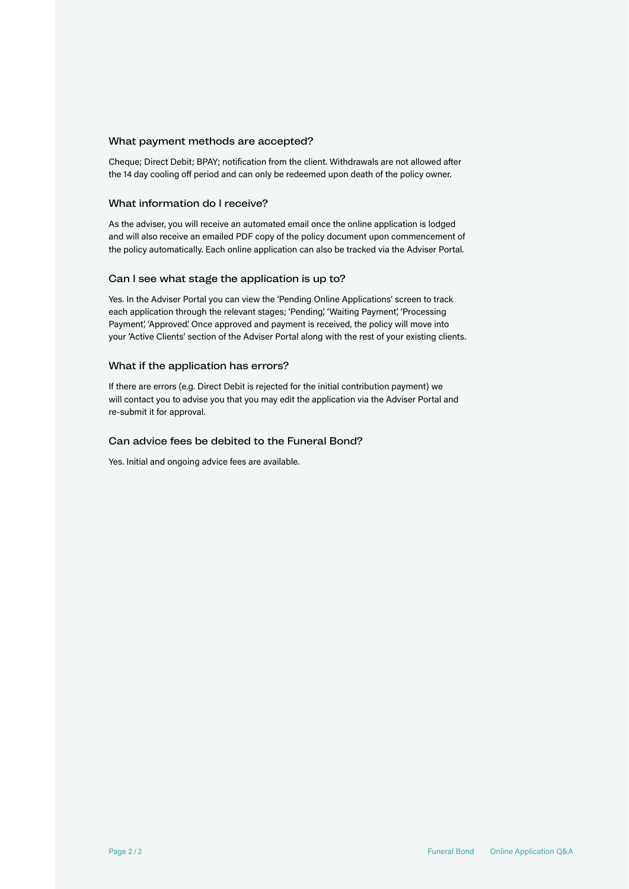### What payment methods are accepted?

Cheque; Direct Debit; BPAY; notification from the client. Withdrawals are not allowed after the 14 day cooling off period and can only be redeemed upon death of the policy owner.

### What information do I receive?

As the adviser, you will receive an automated email once the online application is lodged and will also receive an emailed PDF copy of the policy document upon commencement of the policy automatically. Each online application can also be tracked via the Adviser Portal.

### Can I see what stage the application is up to?

Yes. In the Adviser Portal you can view the 'Pending Online Applications' screen to track each application through the relevant stages; 'Pending', 'Waiting Payment', 'Processing Payment', 'Approved'. Once approved and payment is received, the policy will move into your 'Active Clients' section of the Adviser Portal along with the rest of your existing clients.

### What if the application has errors?

If there are errors (e.g. Direct Debit is rejected for the initial contribution payment) we will contact you to advise you that you may edit the application via the Adviser Portal and re-submit it for approval.

### Can advice fees be debited to the Funeral Bond?

Yes. Initial and ongoing advice fees are available.